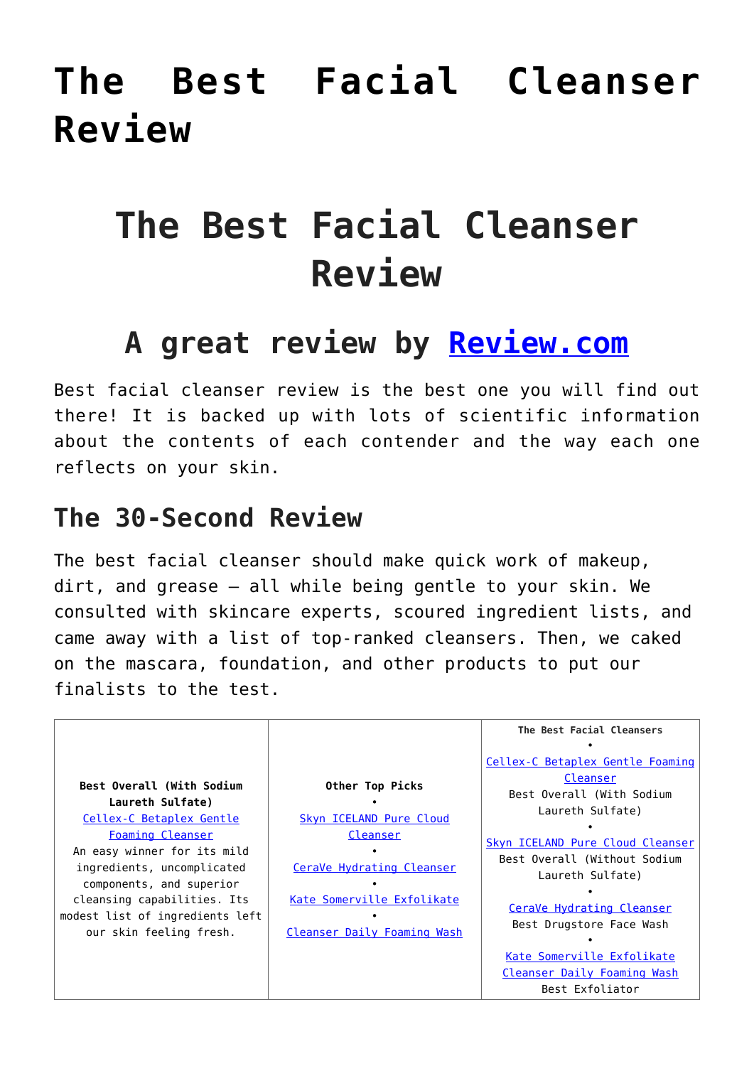# The Best Facial Cleanser Review

# The Best Facial Cleanser Review

## A great review by [Review.com](Review.com)

Best facial cleanser review is the best one you will find out there! It is backed up with lots of scientific information about the contents of each contender and the way each one reflects on your skin.

## The 30-Second Review

The best facial cleanser should make quick work of makeup, dirt, and grease — all while being gentle to your skin. We consulted with skincare experts, scoured ingredient lists, and came away with a list of top-ranked cleansers. Then, we caked on the mascara, foundation, and other products to put our finalists to the test.

| **Best Overall (With Sodium Laureth Sulfate)**<br>Cellex-C Betaplex Gentle Foaming Cleanser<br>An easy winner for its mild ingredients, uncomplicated components, and superior cleansing capabilities. Its modest list of ingredients left our skin feeling fresh. | **Other Top Picks**<br>•<br>Skyn ICELAND Pure Cloud Cleanser<br>•<br>CeraVe Hydrating Cleanser<br>•<br>Kate Somerville Exfolikate<br>•<br>Cleanser Daily Foaming Wash | **The Best Facial Cleansers**<br>•<br>Cellex-C Betaplex Gentle Foaming Cleanser<br>Best Overall (With Sodium Laureth Sulfate)<br>•<br>Skyn ICELAND Pure Cloud Cleanser<br>Best Overall (Without Sodium Laureth Sulfate)<br>•<br>CeraVe Hydrating Cleanser<br>Best Drugstore Face Wash<br>•<br>Kate Somerville Exfolikate Cleanser Daily Foaming Wash<br>Best Exfoliator |
|---|---|---|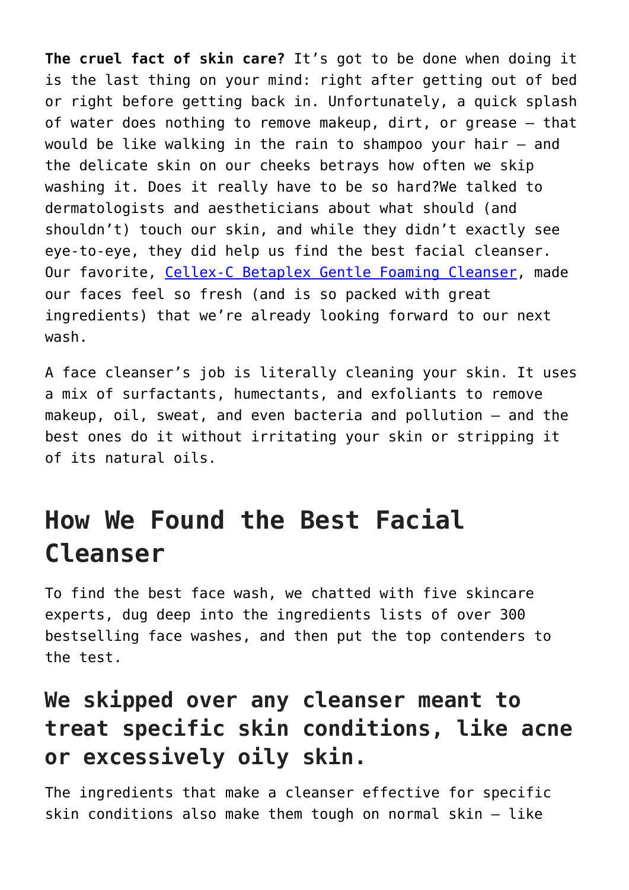**The cruel fact of skin care?** It's got to be done when doing it is the last thing on your mind: right after getting out of bed or right before getting back in. Unfortunately, a quick splash of water does nothing to remove makeup, dirt, or grease — that would be like walking in the rain to shampoo your hair — and the delicate skin on our cheeks betrays how often we skip washing it. Does it really have to be so hard?We talked to dermatologists and aestheticians about what should (and shouldn't) touch our skin, and while they didn't exactly see eye-to-eye, they did help us find the best facial cleanser. Our favorite, Cellex-C Betaplex Gentle Foaming Cleanser, made our faces feel so fresh (and is so packed with great ingredients) that we're already looking forward to our next wash.

A face cleanser's job is literally cleaning your skin. It uses a mix of surfactants, humectants, and exfoliants to remove makeup, oil, sweat, and even bacteria and pollution — and the best ones do it without irritating your skin or stripping it of its natural oils.

## How We Found the Best Facial Cleanser

To find the best face wash, we chatted with five skincare experts, dug deep into the ingredients lists of over 300 bestselling face washes, and then put the top contenders to the test.

### We skipped over any cleanser meant to treat specific skin conditions, like acne or excessively oily skin.

The ingredients that make a cleanser effective for specific skin conditions also make them tough on normal skin — like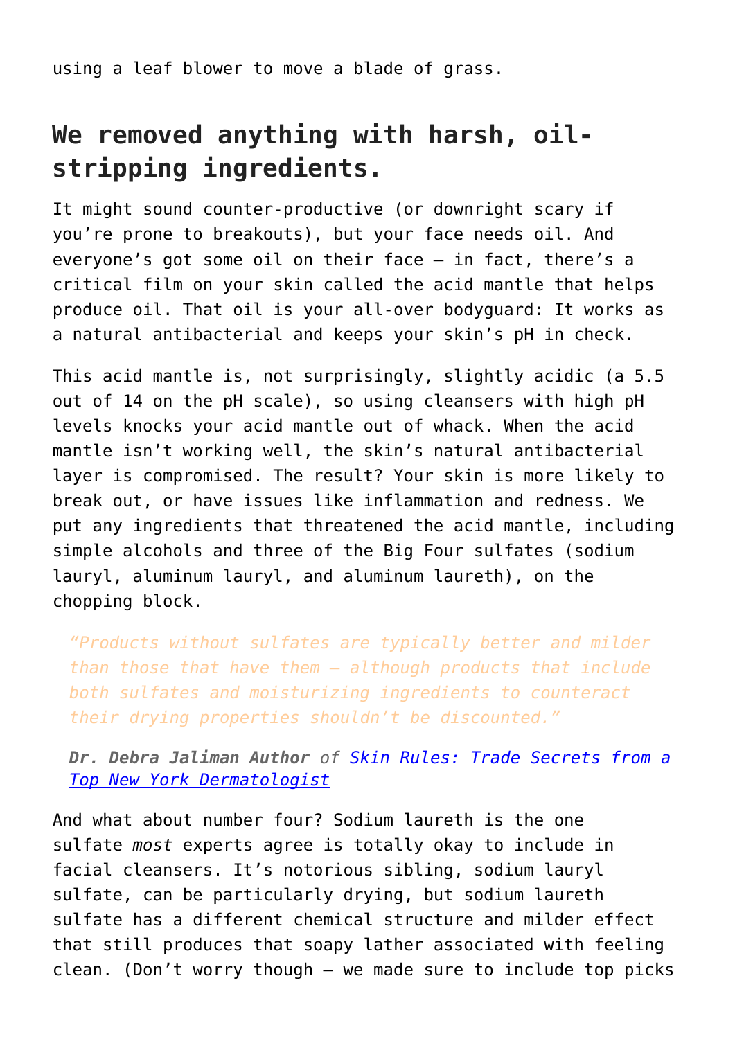using a leaf blower to move a blade of grass.

## We removed anything with harsh, oil-stripping ingredients.

It might sound counter-productive (or downright scary if you're prone to breakouts), but your face needs oil. And everyone's got some oil on their face — in fact, there's a critical film on your skin called the acid mantle that helps produce oil. That oil is your all-over bodyguard: It works as a natural antibacterial and keeps your skin's pH in check.

This acid mantle is, not surprisingly, slightly acidic (a 5.5 out of 14 on the pH scale), so using cleansers with high pH levels knocks your acid mantle out of whack. When the acid mantle isn't working well, the skin's natural antibacterial layer is compromised. The result? Your skin is more likely to break out, or have issues like inflammation and redness. We put any ingredients that threatened the acid mantle, including simple alcohols and three of the Big Four sulfates (sodium lauryl, aluminum lauryl, and aluminum laureth), on the chopping block.

> *"Products without sulfates are typically better and milder than those that have them — although products that include both sulfates and moisturizing ingredients to counteract their drying properties shouldn't be discounted."*
>
> ***Dr. Debra Jaliman Author*** *of [Skin Rules: Trade Secrets from a Top New York Dermatologist]*

And what about number four? Sodium laureth is the one sulfate *most* experts agree is totally okay to include in facial cleansers. It's notorious sibling, sodium lauryl sulfate, can be particularly drying, but sodium laureth sulfate has a different chemical structure and milder effect that still produces that soapy lather associated with feeling clean. (Don't worry though — we made sure to include top picks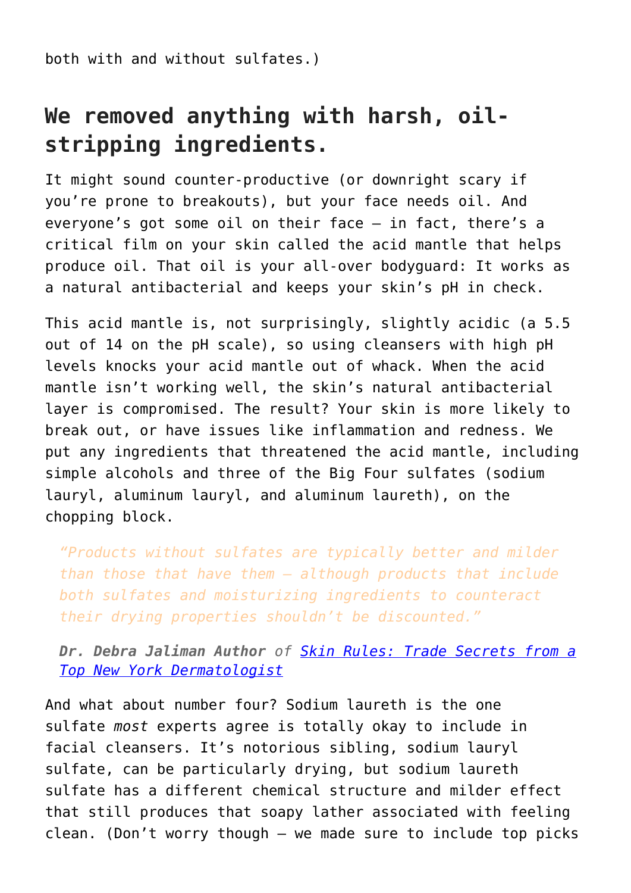both with and without sulfates.)

## We removed anything with harsh, oil-stripping ingredients.

It might sound counter-productive (or downright scary if you're prone to breakouts), but your face needs oil. And everyone's got some oil on their face — in fact, there's a critical film on your skin called the acid mantle that helps produce oil. That oil is your all-over bodyguard: It works as a natural antibacterial and keeps your skin's pH in check.

This acid mantle is, not surprisingly, slightly acidic (a 5.5 out of 14 on the pH scale), so using cleansers with high pH levels knocks your acid mantle out of whack. When the acid mantle isn't working well, the skin's natural antibacterial layer is compromised. The result? Your skin is more likely to break out, or have issues like inflammation and redness. We put any ingredients that threatened the acid mantle, including simple alcohols and three of the Big Four sulfates (sodium lauryl, aluminum lauryl, and aluminum laureth), on the chopping block.

> *"Products without sulfates are typically better and milder than those that have them — although products that include both sulfates and moisturizing ingredients to counteract their drying properties shouldn't be discounted."*
>
> ***Dr. Debra Jaliman Author*** *of [Skin Rules: Trade Secrets from a Top New York Dermatologist]*

And what about number four? Sodium laureth is the one sulfate *most* experts agree is totally okay to include in facial cleansers. It's notorious sibling, sodium lauryl sulfate, can be particularly drying, but sodium laureth sulfate has a different chemical structure and milder effect that still produces that soapy lather associated with feeling clean. (Don't worry though — we made sure to include top picks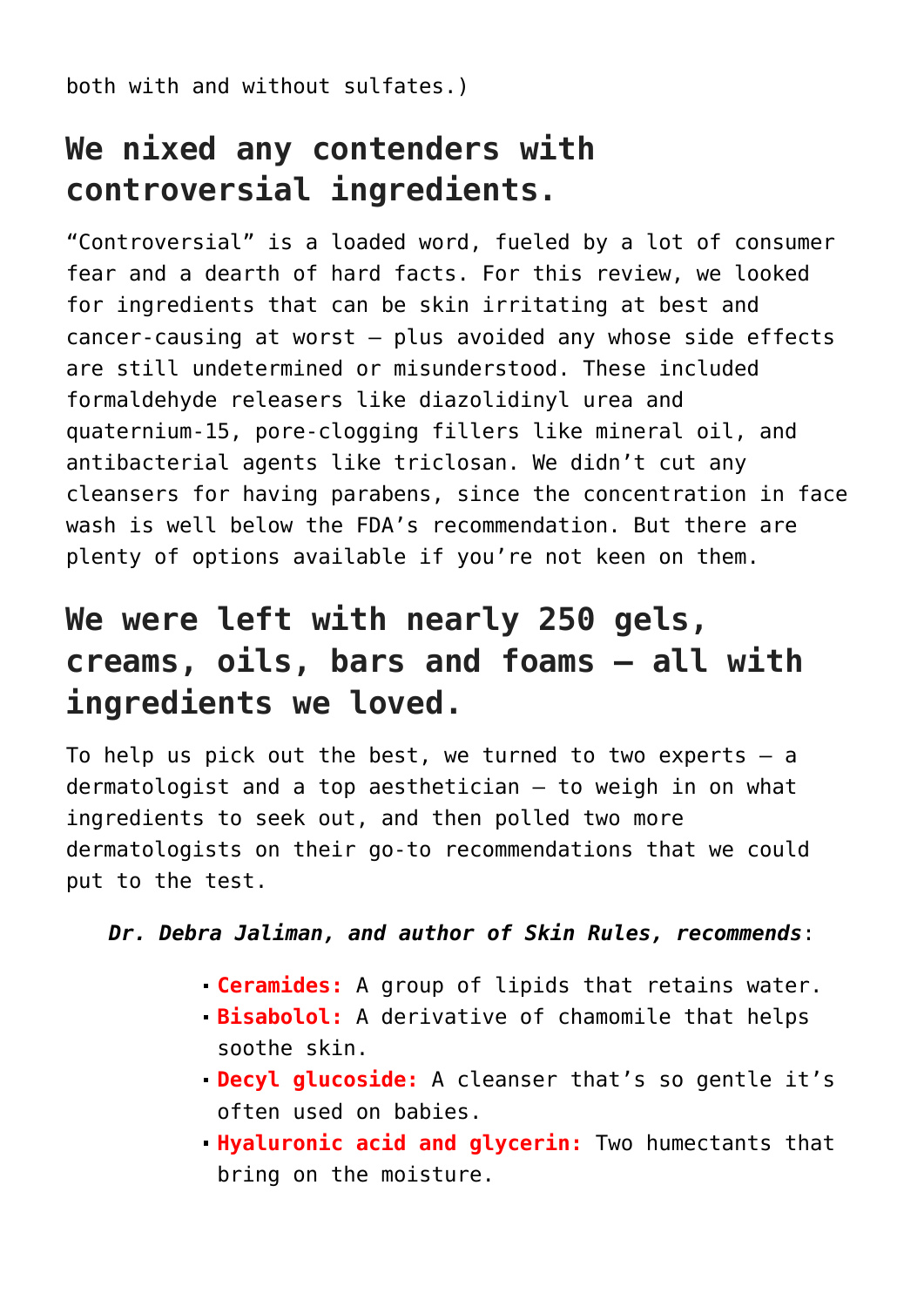both with and without sulfates.)

## We nixed any contenders with controversial ingredients.

“Controversial” is a loaded word, fueled by a lot of consumer fear and a dearth of hard facts. For this review, we looked for ingredients that can be skin irritating at best and cancer-causing at worst — plus avoided any whose side effects are still undetermined or misunderstood. These included formaldehyde releasers like diazolidinyl urea and quaternium-15, pore-clogging fillers like mineral oil, and antibacterial agents like triclosan. We didn’t cut any cleansers for having parabens, since the concentration in face wash is well below the FDA’s recommendation. But there are plenty of options available if you’re not keen on them.

## We were left with nearly 250 gels, creams, oils, bars and foams — all with ingredients we loved.

To help us pick out the best, we turned to two experts — a dermatologist and a top aesthetician — to weigh in on what ingredients to seek out, and then polled two more dermatologists on their go-to recommendations that we could put to the test.

***Dr. Debra Jaliman, and author of Skin Rules, recommends***:

- **Ceramides:** A group of lipids that retains water.
- **Bisabolol:** A derivative of chamomile that helps soothe skin.
- **Decyl glucoside:** A cleanser that’s so gentle it’s often used on babies.
- **Hyaluronic acid and glycerin:** Two humectants that bring on the moisture.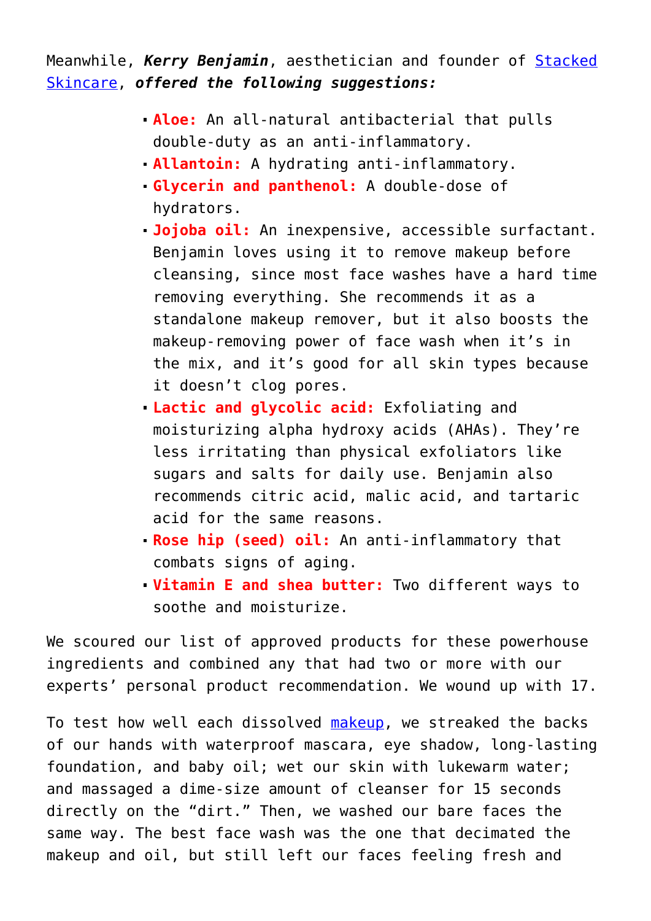Meanwhile, ***Kerry Benjamin***, aesthetician and founder of [Stacked Skincare](), ***offered the following suggestions:***

- **Aloe:** An all-natural antibacterial that pulls double-duty as an anti-inflammatory.
- **Allantoin:** A hydrating anti-inflammatory.
- **Glycerin and panthenol:** A double-dose of hydrators.
- **Jojoba oil:** An inexpensive, accessible surfactant. Benjamin loves using it to remove makeup before cleansing, since most face washes have a hard time removing everything. She recommends it as a standalone makeup remover, but it also boosts the makeup-removing power of face wash when it's in the mix, and it's good for all skin types because it doesn't clog pores.
- **Lactic and glycolic acid:** Exfoliating and moisturizing alpha hydroxy acids (AHAs). They're less irritating than physical exfoliators like sugars and salts for daily use. Benjamin also recommends citric acid, malic acid, and tartaric acid for the same reasons.
- **Rose hip (seed) oil:** An anti-inflammatory that combats signs of aging.
- **Vitamin E and shea butter:** Two different ways to soothe and moisturize.

We scoured our list of approved products for these powerhouse ingredients and combined any that had two or more with our experts' personal product recommendation. We wound up with 17.

To test how well each dissolved [makeup](), we streaked the backs of our hands with waterproof mascara, eye shadow, long-lasting foundation, and baby oil; wet our skin with lukewarm water; and massaged a dime-size amount of cleanser for 15 seconds directly on the "dirt." Then, we washed our bare faces the same way. The best face wash was the one that decimated the makeup and oil, but still left our faces feeling fresh and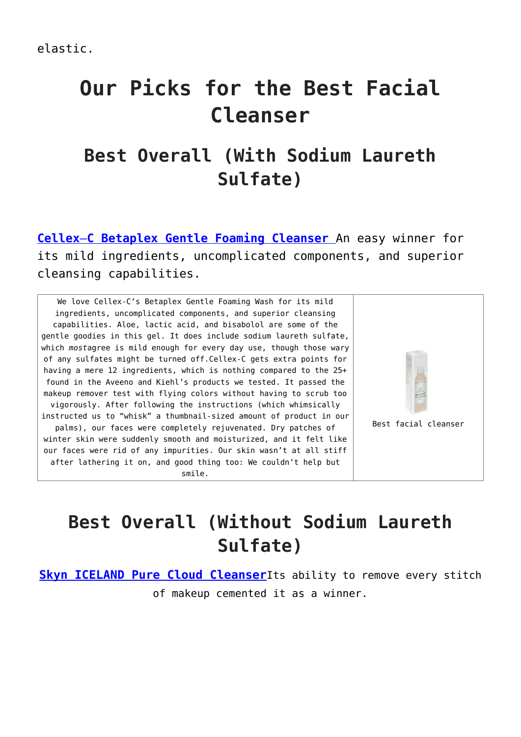elastic.

# Our Picks for the Best Facial Cleanser

## Best Overall (With Sodium Laureth Sulfate)

**Cellex-C Betaplex Gentle Foaming Cleanser** An easy winner for its mild ingredients, uncomplicated components, and superior cleansing capabilities.

| | |
|---|---|
| We love Cellex-C's Betaplex Gentle Foaming Wash for its mild ingredients, uncomplicated components, and superior cleansing capabilities. Aloe, lactic acid, and bisabolol are some of the gentle goodies in this gel. It does include sodium laureth sulfate, which *most*agree is mild enough for every day use, though those wary of any sulfates might be turned off.Cellex-C gets extra points for having a mere 12 ingredients, which is nothing compared to the 25+ found in the Aveeno and Kiehl's products we tested. It passed the makeup remover test with flying colors without having to scrub too vigorously. After following the instructions (which whimsically instructed us to "whisk" a thumbnail-sized amount of product in our palms), our faces were completely rejuvenated. Dry patches of winter skin were suddenly smooth and moisturized, and it felt like our faces were rid of any impurities. Our skin wasn't at all stiff after lathering it on, and good thing too: We couldn't help but smile. | Best facial cleanser |

## Best Overall (Without Sodium Laureth Sulfate)

**Skyn ICELAND Pure Cloud Cleanser**Its ability to remove every stitch of makeup cemented it as a winner.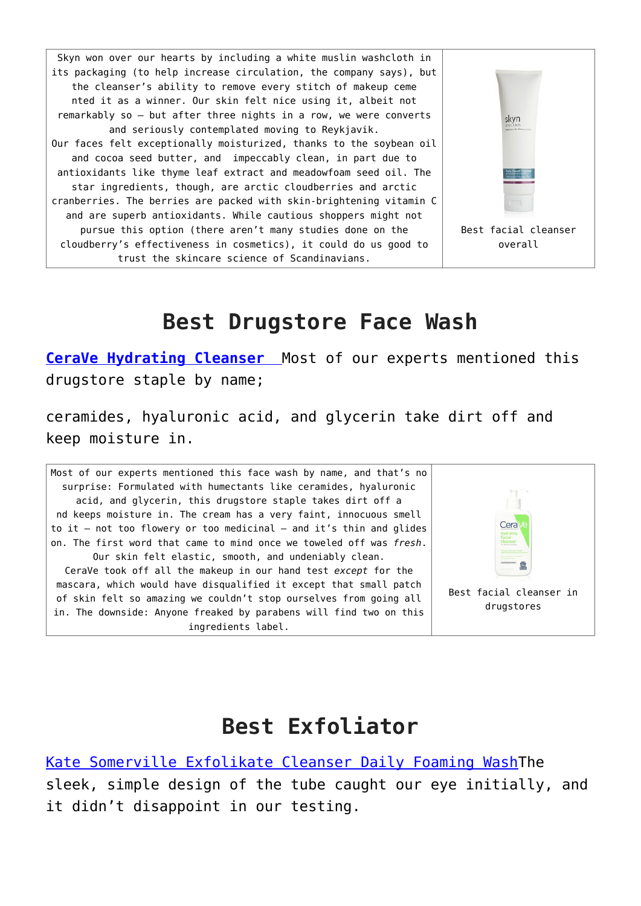| Skyn won over our hearts by including a white muslin washcloth in its packaging (to help increase circulation, the company says), but the cleanser's ability to remove every stitch of makeup cemented it as a winner. Our skin felt nice using it, albeit not remarkably so – but after three nights in a row, we were converts and seriously contemplated moving to Reykjavik. Our faces felt exceptionally moisturized, thanks to the soybean oil and cocoa seed butter, and impeccably clean, in part due to antioxidants like thyme leaf extract and meadowfoam seed oil. The star ingredients, though, are arctic cloudberries and arctic cranberries. The berries are packed with skin-brightening vitamin C and are superb antioxidants. While cautious shoppers might not pursue this option (there aren't many studies done on the cloudberry's effectiveness in cosmetics), it could do us good to trust the skincare science of Scandinavians. | Best facial cleanser overall |
|---|---|

# Best Drugstore Face Wash

[CeraVe Hydrating Cleanser](#) Most of our experts mentioned this drugstore staple by name;

ceramides, hyaluronic acid, and glycerin take dirt off and keep moisture in.

| Most of our experts mentioned this face wash by name, and that's no surprise: Formulated with humectants like ceramides, hyaluronic acid, and glycerin, this drugstore staple takes dirt off and keeps moisture in. The cream has a very faint, innocuous smell to it – not too flowery or too medicinal – and it's thin and glides on. The first word that came to mind once we toweled off was *fresh*. Our skin felt elastic, smooth, and undeniably clean. CeraVe took off all the makeup in our hand test *except* for the mascara, which would have disqualified it except that small patch of skin felt so amazing we couldn't stop ourselves from going all in. The downside: Anyone freaked by parabens will find two on this ingredients label. | Best facial cleanser in drugstores |
|---|---|

# Best Exfoliator

[Kate Somerville Exfolikate Cleanser Daily Foaming Wash](#)The sleek, simple design of the tube caught our eye initially, and it didn't disappoint in our testing.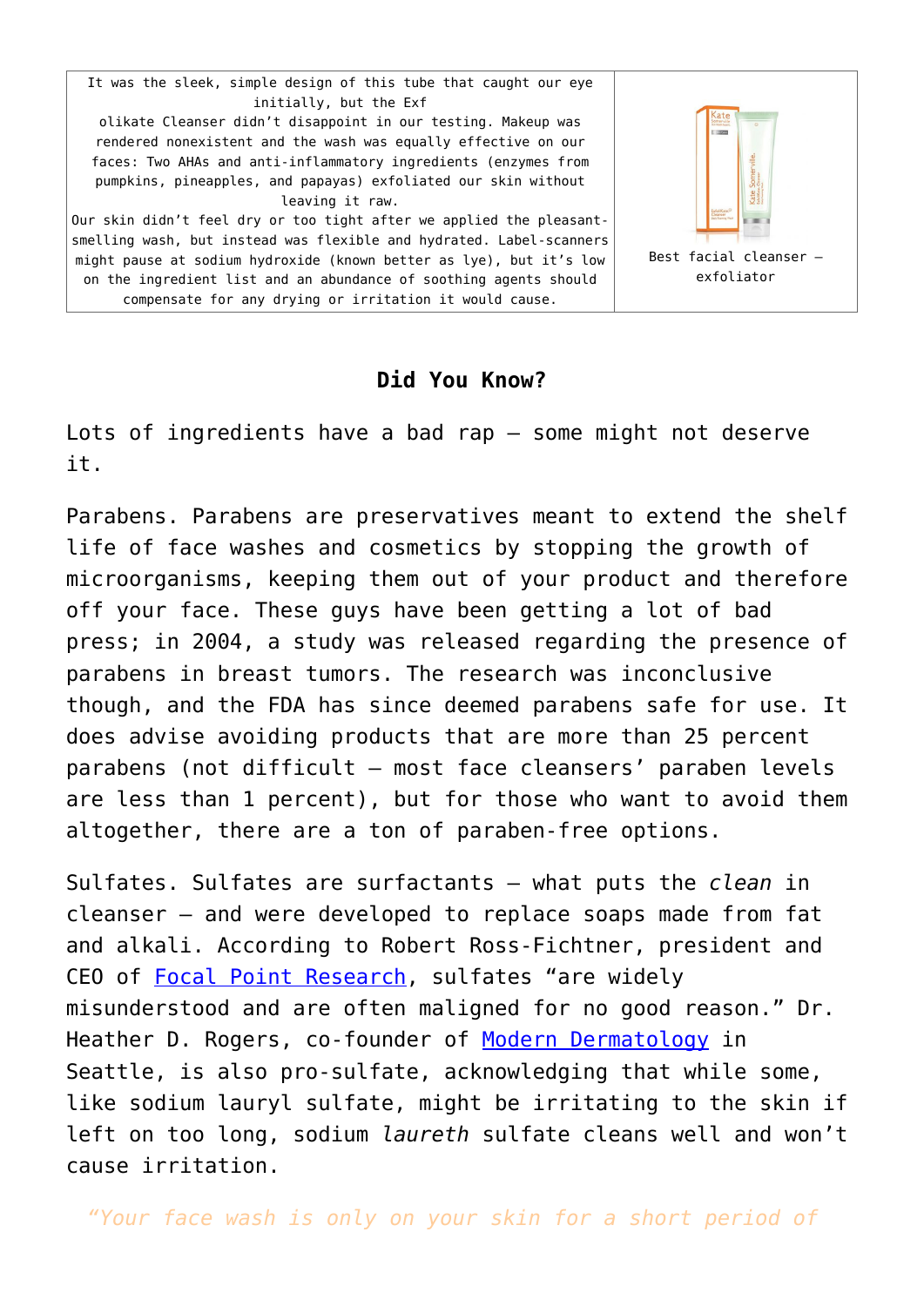| It was the sleek, simple design of this tube that caught our eye initially, but the Exfolikate Cleanser didn't disappoint in our testing. Makeup was rendered nonexistent and the wash was equally effective on our faces: Two AHAs and anti-inflammatory ingredients (enzymes from pumpkins, pineapples, and papayas) exfoliated our skin without leaving it raw. Our skin didn't feel dry or too tight after we applied the pleasant-smelling wash, but instead was flexible and hydrated. Label-scanners might pause at sodium hydroxide (known better as lye), but it's low on the ingredient list and an abundance of soothing agents should compensate for any drying or irritation it would cause. | Best facial cleanser – exfoliator |
|---|---|

### Did You Know?

Lots of ingredients have a bad rap – some might not deserve it.

Parabens. Parabens are preservatives meant to extend the shelf life of face washes and cosmetics by stopping the growth of microorganisms, keeping them out of your product and therefore off your face. These guys have been getting a lot of bad press; in 2004, a study was released regarding the presence of parabens in breast tumors. The research was inconclusive though, and the FDA has since deemed parabens safe for use. It does advise avoiding products that are more than 25 percent parabens (not difficult – most face cleansers' paraben levels are less than 1 percent), but for those who want to avoid them altogether, there are a ton of paraben-free options.

Sulfates. Sulfates are surfactants – what puts the *clean* in cleanser – and were developed to replace soaps made from fat and alkali. According to Robert Ross-Fichtner, president and CEO of Focal Point Research, sulfates "are widely misunderstood and are often maligned for no good reason." Dr. Heather D. Rogers, co-founder of Modern Dermatology in Seattle, is also pro-sulfate, acknowledging that while some, like sodium lauryl sulfate, might be irritating to the skin if left on too long, sodium *laureth* sulfate cleans well and won't cause irritation.

*"Your face wash is only on your skin for a short period of*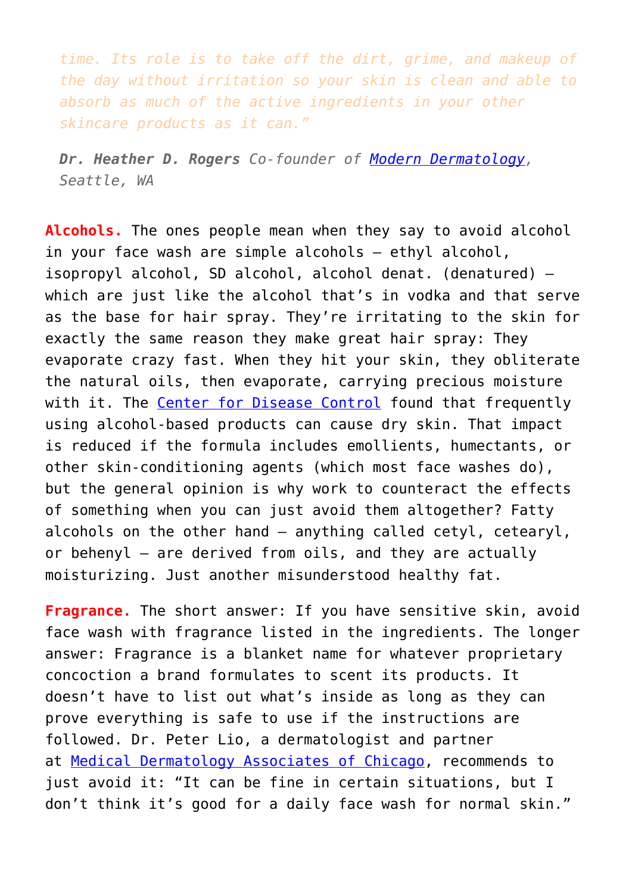*time. Its role is to take off the dirt, grime, and makeup of the day without irritation so your skin is clean and able to absorb as much of the active ingredients in your other skincare products as it can."*

***Dr. Heather D. Rogers** Co-founder of [Modern Dermatology](), Seattle, WA*

**Alcohols.** The ones people mean when they say to avoid alcohol in your face wash are simple alcohols – ethyl alcohol, isopropyl alcohol, SD alcohol, alcohol denat. (denatured) – which are just like the alcohol that's in vodka and that serve as the base for hair spray. They're irritating to the skin for exactly the same reason they make great hair spray: They evaporate crazy fast. When they hit your skin, they obliterate the natural oils, then evaporate, carrying precious moisture with it. The [Center for Disease Control]() found that frequently using alcohol-based products can cause dry skin. That impact is reduced if the formula includes emollients, humectants, or other skin-conditioning agents (which most face washes do), but the general opinion is why work to counteract the effects of something when you can just avoid them altogether? Fatty alcohols on the other hand – anything called cetyl, cetearyl, or behenyl – are derived from oils, and they are actually moisturizing. Just another misunderstood healthy fat.

**Fragrance.** The short answer: If you have sensitive skin, avoid face wash with fragrance listed in the ingredients. The longer answer: Fragrance is a blanket name for whatever proprietary concoction a brand formulates to scent its products. It doesn't have to list out what's inside as long as they can prove everything is safe to use if the instructions are followed. Dr. Peter Lio, a dermatologist and partner at [Medical Dermatology Associates of Chicago](), recommends to just avoid it: "It can be fine in certain situations, but I don't think it's good for a daily face wash for normal skin."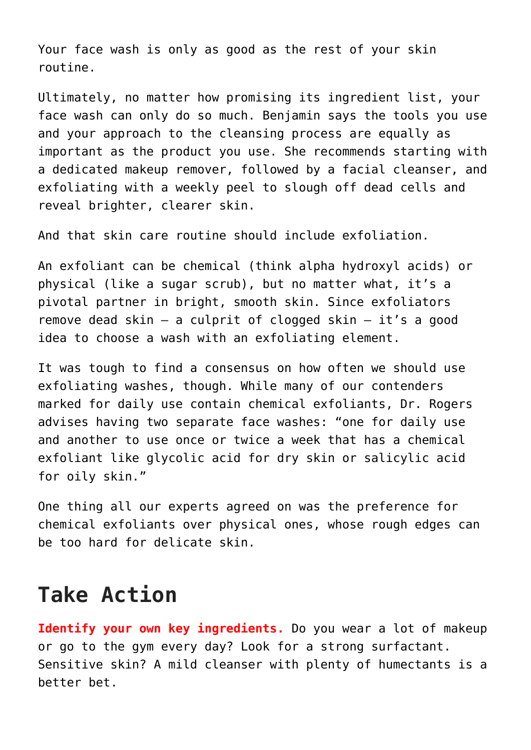Your face wash is only as good as the rest of your skin routine.

Ultimately, no matter how promising its ingredient list, your face wash can only do so much. Benjamin says the tools you use and your approach to the cleansing process are equally as important as the product you use. She recommends starting with a dedicated makeup remover, followed by a facial cleanser, and exfoliating with a weekly peel to slough off dead cells and reveal brighter, clearer skin.

And that skin care routine should include exfoliation.

An exfoliant can be chemical (think alpha hydroxyl acids) or physical (like a sugar scrub), but no matter what, it's a pivotal partner in bright, smooth skin. Since exfoliators remove dead skin – a culprit of clogged skin – it's a good idea to choose a wash with an exfoliating element.

It was tough to find a consensus on how often we should use exfoliating washes, though. While many of our contenders marked for daily use contain chemical exfoliants, Dr. Rogers advises having two separate face washes: "one for daily use and another to use once or twice a week that has a chemical exfoliant like glycolic acid for dry skin or salicylic acid for oily skin."

One thing all our experts agreed on was the preference for chemical exfoliants over physical ones, whose rough edges can be too hard for delicate skin.

## Take Action

**Identify your own key ingredients.** Do you wear a lot of makeup or go to the gym every day? Look for a strong surfactant. Sensitive skin? A mild cleanser with plenty of humectants is a better bet.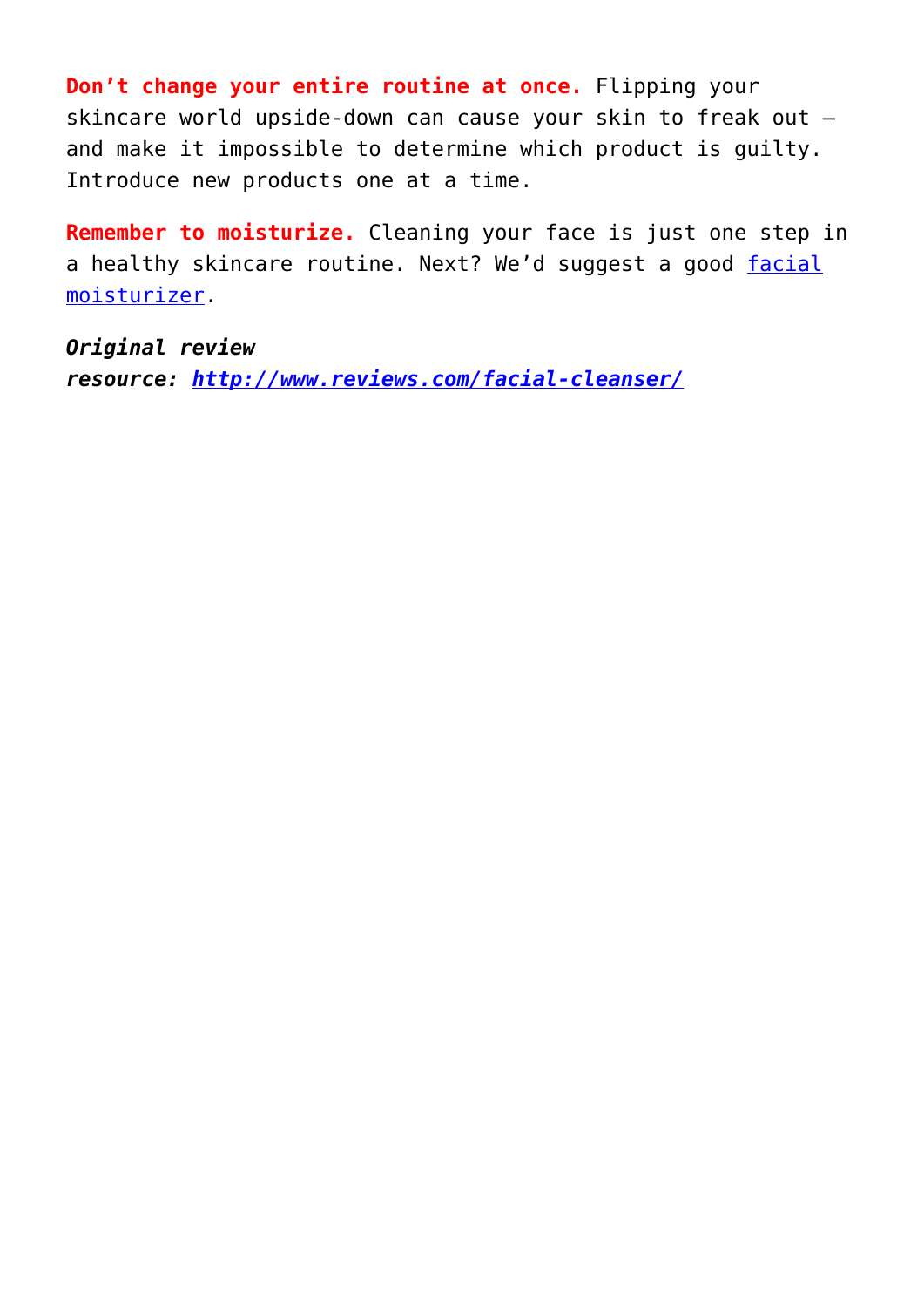**Don’t change your entire routine at once.** Flipping your skincare world upside-down can cause your skin to freak out — and make it impossible to determine which product is guilty. Introduce new products one at a time.

**Remember to moisturize.** Cleaning your face is just one step in a healthy skincare routine. Next? We’d suggest a good facial moisturizer.

***Original review resource: http://www.reviews.com/facial-cleanser/***